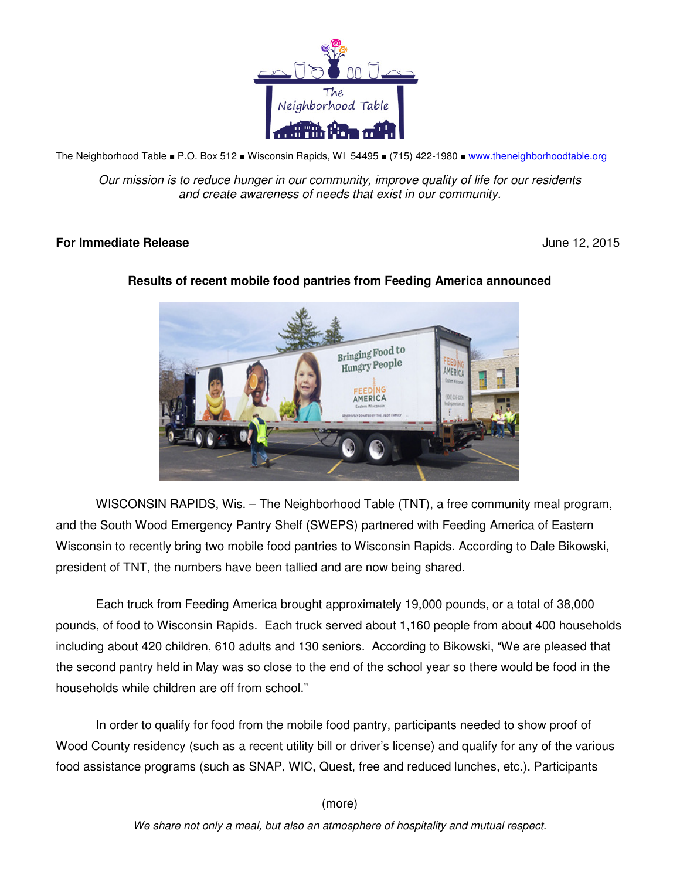The Neighborhood Table ▪ P.O. Box 512 ▪ Wisconsin Rapids, WI 54495 ▪ (715) 422-1980 ▪ www.theneighborhoodtable.org

*Our mission is to reduce hunger in our community, improve quality of life for our residents and create awareness of needs that exist in our community.*

**For Immediate Release** June 12, 2015

**Results of recent mobile food pantries from Feeding America announced**

WISCONSIN RAPIDS, Wis. – The Neighborhood Table (TNT), a free community meal program, and the South Wood Emergency Pantry Shelf (SWEPS) partnered with Feeding America of Eastern Wisconsin to recently bring two mobile food pantries to Wisconsin Rapids. According to Dale Bikowski, president of TNT, the numbers have been tallied and are now being shared.

Each truck from Feeding America brought approximately 19,000 pounds, or a total of 38,000 pounds, of food to Wisconsin Rapids. Each truck served about 1,160 people from about 400 households including about 420 children, 610 adults and 130 seniors. According to Bikowski, "We are pleased that the second pantry held in May was so close to the end of the school year so there would be food in the households while children are off from school."

In order to qualify for food from the mobile food pantry, participants needed to show proof of Wood County residency (such as a recent utility bill or driver's license) and qualify for any of the various food assistance programs (such as SNAP, WIC, Quest, free and reduced lunches, etc.). Participants

(more)

*We share not only a meal, but also an atmosphere of hospitality and mutual respect.*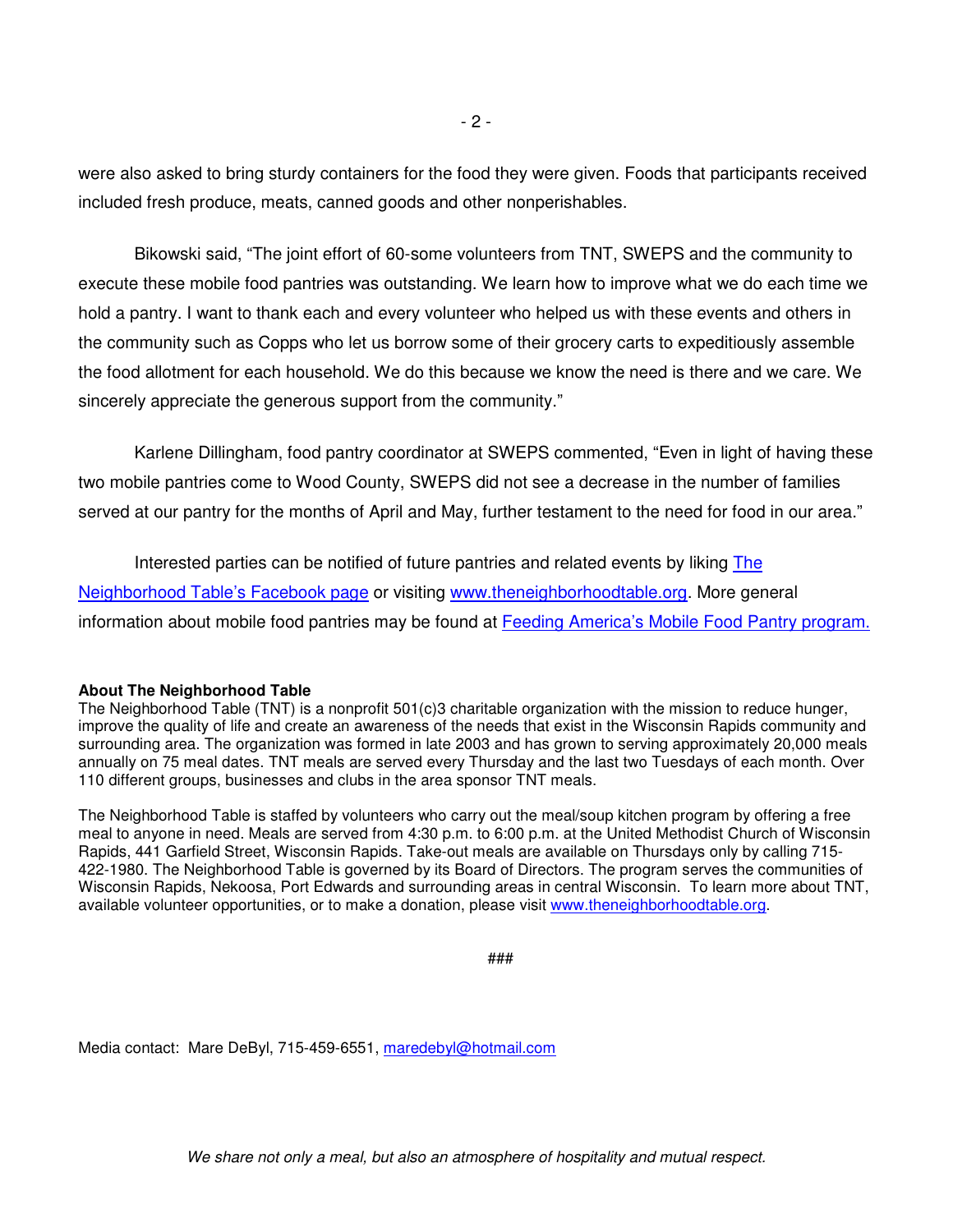were also asked to bring sturdy containers for the food they were given. Foods that participants received included fresh produce, meats, canned goods and other nonperishables.

Bikowski said, "The joint effort of 60-some volunteers from TNT, SWEPS and the community to execute these mobile food pantries was outstanding. We learn how to improve what we do each time we hold a pantry. I want to thank each and every volunteer who helped us with these events and others in the community such as Copps who let us borrow some of their grocery carts to expeditiously assemble the food allotment for each household. We do this because we know the need is there and we care. We sincerely appreciate the generous support from the community."

Karlene Dillingham, food pantry coordinator at SWEPS commented, "Even in light of having these two mobile pantries come to Wood County, SWEPS did not see a decrease in the number of families served at our pantry for the months of April and May, further testament to the need for food in our area."

Interested parties can be notified of future pantries and related events by liking The Neighborhood Table's Facebook page or visiting www.theneighborhoodtable.org. More general information about mobile food pantries may be found at Feeding America's Mobile Food Pantry program.

**About The Neighborhood Table**

The Neighborhood Table (TNT) is a nonprofit 501(c)3 charitable organization with the mission to reduce hunger, improve the quality of life and create an awareness of the needs that exist in the Wisconsin Rapids community and surrounding area. The organization was formed in late 2003 and has grown to serving approximately 20,000 meals annually on 75 meal dates. TNT meals are served every Thursday and the last two Tuesdays of each month. Over 110 different groups, businesses and clubs in the area sponsor TNT meals.

The Neighborhood Table is staffed by volunteers who carry out the meal/soup kitchen program by offering a free meal to anyone in need. Meals are served from 4:30 p.m. to 6:00 p.m. at the United Methodist Church of Wisconsin Rapids, 441 Garfield Street, Wisconsin Rapids. Take-out meals are available on Thursdays only by calling 715-422-1980. The Neighborhood Table is governed by its Board of Directors. The program serves the communities of Wisconsin Rapids, Nekoosa, Port Edwards and surrounding areas in central Wisconsin. To learn more about TNT, available volunteer opportunities, or to make a donation, please visit www.theneighborhoodtable.org.

###

Media contact: Mare DeByl, 715-459-6551, maredebyl@hotmail.com

*We share not only a meal, but also an atmosphere of hospitality and mutual respect.*